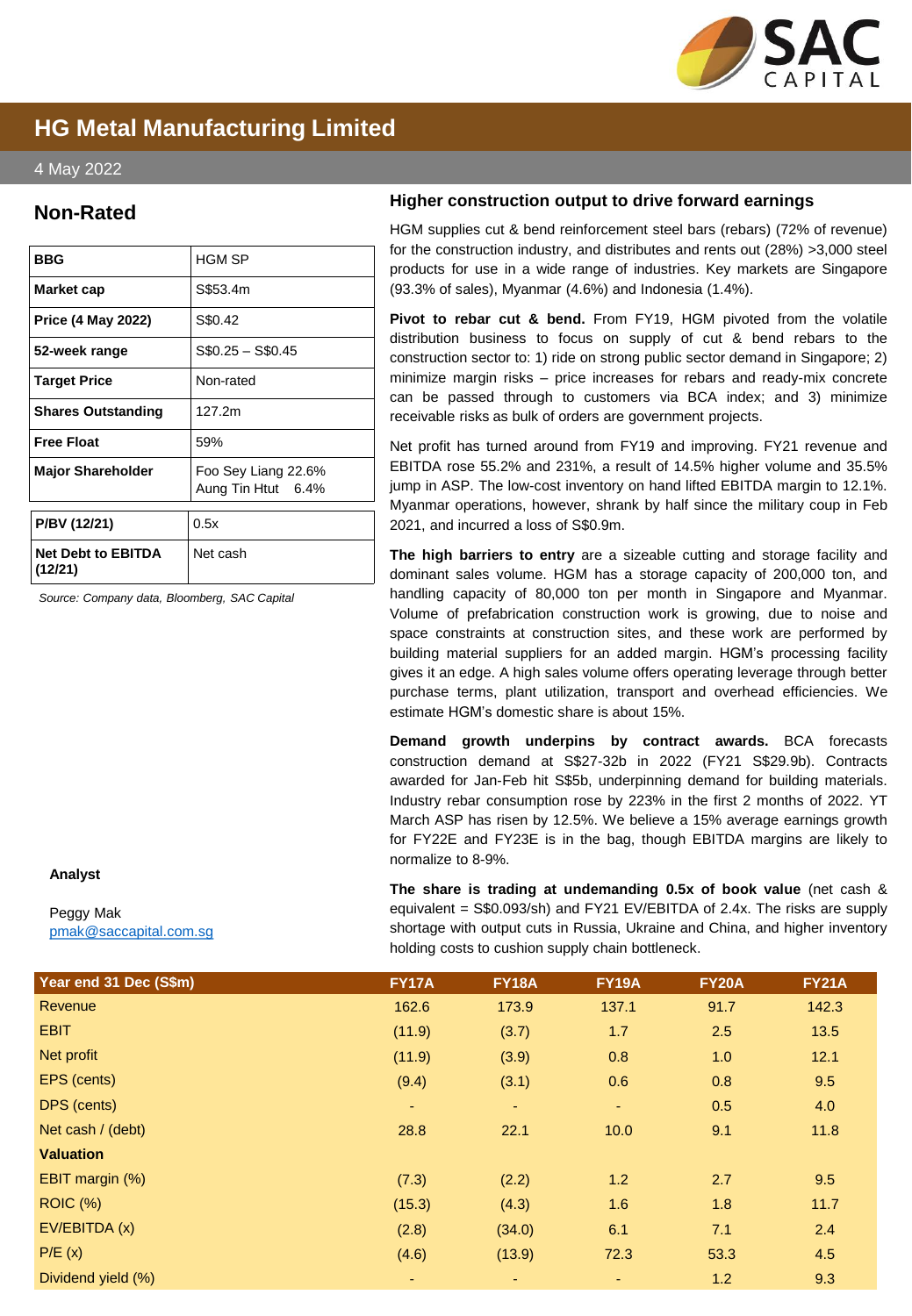# HG Metal Manufacturing Limited

4 May 2022

## Non-Rated

| BBG | HGM SP |
|---|---|
| Market cap | S$53.4m |
| Price (4 May 2022) | S$0.42 |
| 52-week range | S$0.25 – S$0.45 |
| Target Price | Non-rated |
| Shares Outstanding | 127.2m |
| Free Float | 59% |
| Major Shareholder | Foo Sey Liang 22.6%<br>Aung Tin Htut 6.4% |

| P/BV (12/21) | 0.5x |
|---|---|
| Net Debt to EBITDA (12/21) | Net cash |

*Source: Company data, Bloomberg, SAC Capital*

**Analyst**

Peggy Mak
pmak@saccapital.com.sg

## Higher construction output to drive forward earnings

HGM supplies cut & bend reinforcement steel bars (rebars) (72% of revenue) for the construction industry, and distributes and rents out (28%) >3,000 steel products for use in a wide range of industries. Key markets are Singapore (93.3% of sales), Myanmar (4.6%) and Indonesia (1.4%).

**Pivot to rebar cut & bend.** From FY19, HGM pivoted from the volatile distribution business to focus on supply of cut & bend rebars to the construction sector to: 1) ride on strong public sector demand in Singapore; 2) minimize margin risks – price increases for rebars and ready-mix concrete can be passed through to customers via BCA index; and 3) minimize receivable risks as bulk of orders are government projects.

Net profit has turned around from FY19 and improving. FY21 revenue and EBITDA rose 55.2% and 231%, a result of 14.5% higher volume and 35.5% jump in ASP. The low-cost inventory on hand lifted EBITDA margin to 12.1%. Myanmar operations, however, shrank by half since the military coup in Feb 2021, and incurred a loss of S$0.9m.

**The high barriers to entry** are a sizeable cutting and storage facility and dominant sales volume. HGM has a storage capacity of 200,000 ton, and handling capacity of 80,000 ton per month in Singapore and Myanmar. Volume of prefabrication construction work is growing, due to noise and space constraints at construction sites, and these work are performed by building material suppliers for an added margin. HGM's processing facility gives it an edge. A high sales volume offers operating leverage through better purchase terms, plant utilization, transport and overhead efficiencies. We estimate HGM's domestic share is about 15%.

**Demand growth underpins by contract awards.** BCA forecasts construction demand at S$27-32b in 2022 (FY21 S$29.9b). Contracts awarded for Jan-Feb hit S$5b, underpinning demand for building materials. Industry rebar consumption rose by 223% in the first 2 months of 2022. YT March ASP has risen by 12.5%. We believe a 15% average earnings growth for FY22E and FY23E is in the bag, though EBITDA margins are likely to normalize to 8-9%.

**The share is trading at undemanding 0.5x of book value** (net cash & equivalent = S$0.093/sh) and FY21 EV/EBITDA of 2.4x. The risks are supply shortage with output cuts in Russia, Ukraine and China, and higher inventory holding costs to cushion supply chain bottleneck.

| Year end 31 Dec (S$m) | FY17A | FY18A | FY19A | FY20A | FY21A |
|---|---|---|---|---|---|
| Revenue | 162.6 | 173.9 | 137.1 | 91.7 | 142.3 |
| EBIT | (11.9) | (3.7) | 1.7 | 2.5 | 13.5 |
| Net profit | (11.9) | (3.9) | 0.8 | 1.0 | 12.1 |
| EPS (cents) | (9.4) | (3.1) | 0.6 | 0.8 | 9.5 |
| DPS (cents) | - | - | - | 0.5 | 4.0 |
| Net cash / (debt) | 28.8 | 22.1 | 10.0 | 9.1 | 11.8 |
| **Valuation** | | | | | |
| EBIT margin (%) | (7.3) | (2.2) | 1.2 | 2.7 | 9.5 |
| ROIC (%) | (15.3) | (4.3) | 1.6 | 1.8 | 11.7 |
| EV/EBITDA (x) | (2.8) | (34.0) | 6.1 | 7.1 | 2.4 |
| P/E (x) | (4.6) | (13.9) | 72.3 | 53.3 | 4.5 |
| Dividend yield (%) | - | - | - | 1.2 | 9.3 |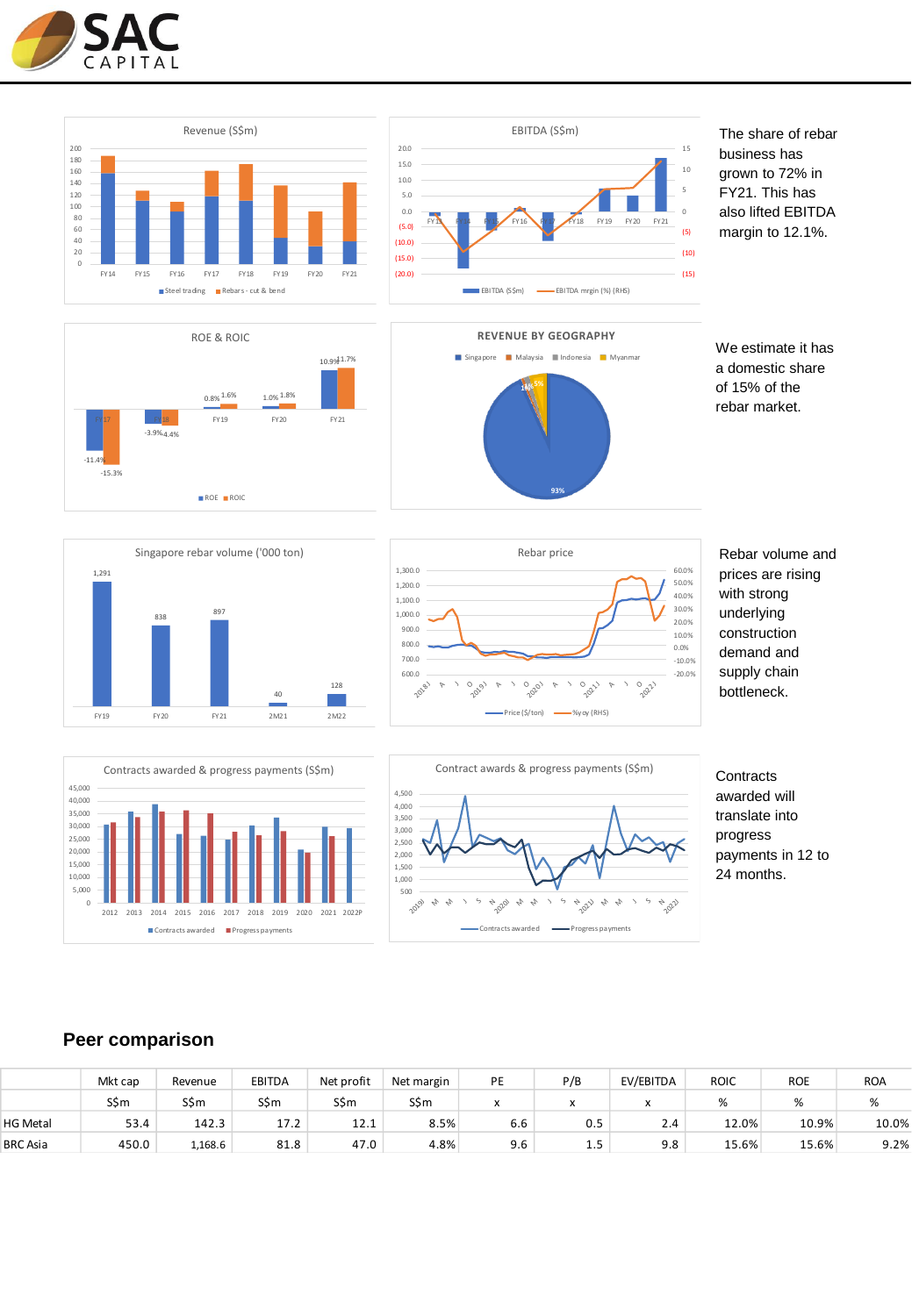The share of rebar business has grown to 72% in FY21. This has also lifted EBITDA margin to 12.1%.

We estimate it has a domestic share of 15% of the rebar market.

Rebar volume and prices are rising with strong underlying construction demand and supply chain bottleneck.

Contracts awarded will translate into progress payments in 12 to 24 months.

## Peer comparison

| | Mkt cap | Revenue | EBITDA | Net profit | Net margin | PE | P/B | EV/EBITDA | ROIC | ROE | ROA |
|---|---|---|---|---|---|---|---|---|---|---|---|
| | S\$m | S\$m | S\$m | S\$m | S\$m | x | x | x | % | % | % |
| HG Metal | 53.4 | 142.3 | 17.2 | 12.1 | 8.5% | 6.6 | 0.5 | 2.4 | 12.0% | 10.9% | 10.0% |
| BRC Asia | 450.0 | 1,168.6 | 81.8 | 47.0 | 4.8% | 9.6 | 1.5 | 9.8 | 15.6% | 15.6% | 9.2% |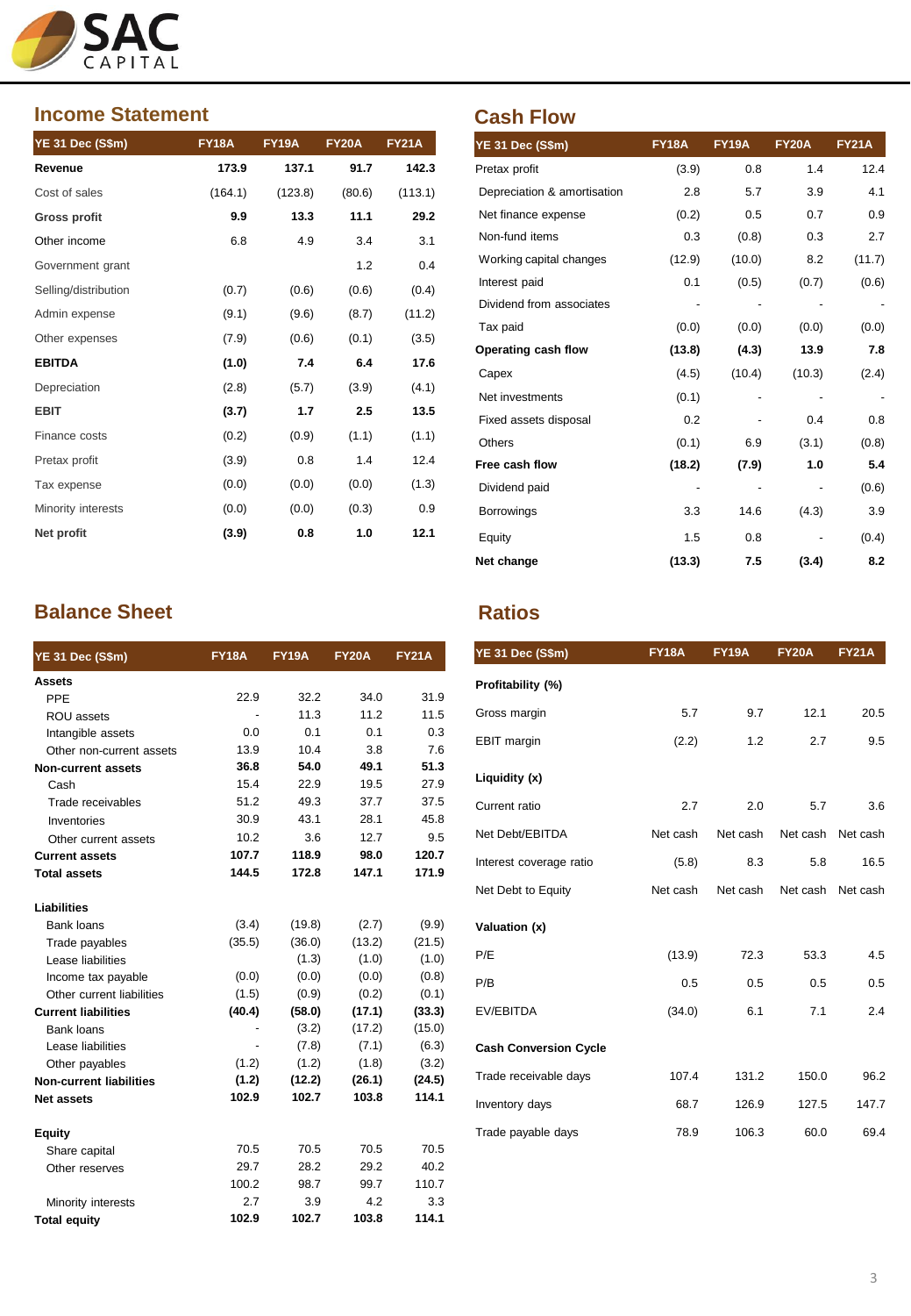## Income Statement

| YE 31 Dec (S$m) | FY18A | FY19A | FY20A | FY21A |
|---|---|---|---|---|
| **Revenue** | **173.9** | **137.1** | **91.7** | **142.3** |
| Cost of sales | (164.1) | (123.8) | (80.6) | (113.1) |
| **Gross profit** | **9.9** | **13.3** | **11.1** | **29.2** |
| Other income | 6.8 | 4.9 | 3.4 | 3.1 |
| Government grant | | | 1.2 | 0.4 |
| Selling/distribution | (0.7) | (0.6) | (0.6) | (0.4) |
| Admin expense | (9.1) | (9.6) | (8.7) | (11.2) |
| Other expenses | (7.9) | (0.6) | (0.1) | (3.5) |
| **EBITDA** | **(1.0)** | **7.4** | **6.4** | **17.6** |
| Depreciation | (2.8) | (5.7) | (3.9) | (4.1) |
| **EBIT** | **(3.7)** | **1.7** | **2.5** | **13.5** |
| Finance costs | (0.2) | (0.9) | (1.1) | (1.1) |
| Pretax profit | (3.9) | 0.8 | 1.4 | 12.4 |
| Tax expense | (0.0) | (0.0) | (0.0) | (1.3) |
| Minority interests | (0.0) | (0.0) | (0.3) | 0.9 |
| **Net profit** | **(3.9)** | **0.8** | **1.0** | **12.1** |

## Cash Flow

| YE 31 Dec (S$m) | FY18A | FY19A | FY20A | FY21A |
|---|---|---|---|---|
| Pretax profit | (3.9) | 0.8 | 1.4 | 12.4 |
| Depreciation & amortisation | 2.8 | 5.7 | 3.9 | 4.1 |
| Net finance expense | (0.2) | 0.5 | 0.7 | 0.9 |
| Non-fund items | 0.3 | (0.8) | 0.3 | 2.7 |
| Working capital changes | (12.9) | (10.0) | 8.2 | (11.7) |
| Interest paid | 0.1 | (0.5) | (0.7) | (0.6) |
| Dividend from associates | - | - | - | - |
| Tax paid | (0.0) | (0.0) | (0.0) | (0.0) |
| **Operating cash flow** | **(13.8)** | **(4.3)** | **13.9** | **7.8** |
| Capex | (4.5) | (10.4) | (10.3) | (2.4) |
| Net investments | (0.1) | - | - | - |
| Fixed assets disposal | 0.2 | - | 0.4 | 0.8 |
| Others | (0.1) | 6.9 | (3.1) | (0.8) |
| **Free cash flow** | **(18.2)** | **(7.9)** | **1.0** | **5.4** |
| Dividend paid | - | - | - | (0.6) |
| Borrowings | 3.3 | 14.6 | (4.3) | 3.9 |
| Equity | 1.5 | 0.8 | - | (0.4) |
| **Net change** | **(13.3)** | **7.5** | **(3.4)** | **8.2** |

## Balance Sheet

| YE 31 Dec (S$m) | FY18A | FY19A | FY20A | FY21A |
|---|---|---|---|---|
| **Assets** | | | | |
| PPE | 22.9 | 32.2 | 34.0 | 31.9 |
| ROU assets | - | 11.3 | 11.2 | 11.5 |
| Intangible assets | 0.0 | 0.1 | 0.1 | 0.3 |
| Other non-current assets | 13.9 | 10.4 | 3.8 | 7.6 |
| **Non-current assets** | **36.8** | **54.0** | **49.1** | **51.3** |
| Cash | 15.4 | 22.9 | 19.5 | 27.9 |
| Trade receivables | 51.2 | 49.3 | 37.7 | 37.5 |
| Inventories | 30.9 | 43.1 | 28.1 | 45.8 |
| Other current assets | 10.2 | 3.6 | 12.7 | 9.5 |
| **Current assets** | **107.7** | **118.9** | **98.0** | **120.7** |
| **Total assets** | **144.5** | **172.8** | **147.1** | **171.9** |
| | | | | |
| **Liabilities** | | | | |
| Bank loans | (3.4) | (19.8) | (2.7) | (9.9) |
| Trade payables | (35.5) | (36.0) | (13.2) | (21.5) |
| Lease liabilities | | (1.3) | (1.0) | (1.0) |
| Income tax payable | (0.0) | (0.0) | (0.0) | (0.8) |
| Other current liabilities | (1.5) | (0.9) | (0.2) | (0.1) |
| **Current liabilities** | **(40.4)** | **(58.0)** | **(17.1)** | **(33.3)** |
| Bank loans | - | (3.2) | (17.2) | (15.0) |
| Lease liabilities | - | (7.8) | (7.1) | (6.3) |
| Other payables | (1.2) | (1.2) | (1.8) | (3.2) |
| **Non-current liabilities** | **(1.2)** | **(12.2)** | **(26.1)** | **(24.5)** |
| **Net assets** | **102.9** | **102.7** | **103.8** | **114.1** |
| | | | | |
| **Equity** | | | | |
| Share capital | 70.5 | 70.5 | 70.5 | 70.5 |
| Other reserves | 29.7 | 28.2 | 29.2 | 40.2 |
| | 100.2 | 98.7 | 99.7 | 110.7 |
| Minority interests | 2.7 | 3.9 | 4.2 | 3.3 |
| **Total equity** | **102.9** | **102.7** | **103.8** | **114.1** |

## Ratios

| YE 31 Dec (S$m) | FY18A | FY19A | FY20A | FY21A |
|---|---|---|---|---|
| **Profitability (%)** | | | | |
| Gross margin | 5.7 | 9.7 | 12.1 | 20.5 |
| EBIT margin | (2.2) | 1.2 | 2.7 | 9.5 |
| **Liquidity (x)** | | | | |
| Current ratio | 2.7 | 2.0 | 5.7 | 3.6 |
| Net Debt/EBITDA | Net cash | Net cash | Net cash | Net cash |
| Interest coverage ratio | (5.8) | 8.3 | 5.8 | 16.5 |
| Net Debt to Equity | Net cash | Net cash | Net cash | Net cash |
| **Valuation (x)** | | | | |
| P/E | (13.9) | 72.3 | 53.3 | 4.5 |
| P/B | 0.5 | 0.5 | 0.5 | 0.5 |
| EV/EBITDA | (34.0) | 6.1 | 7.1 | 2.4 |
| **Cash Conversion Cycle** | | | | |
| Trade receivable days | 107.4 | 131.2 | 150.0 | 96.2 |
| Inventory days | 68.7 | 126.9 | 127.5 | 147.7 |
| Trade payable days | 78.9 | 106.3 | 60.0 | 69.4 |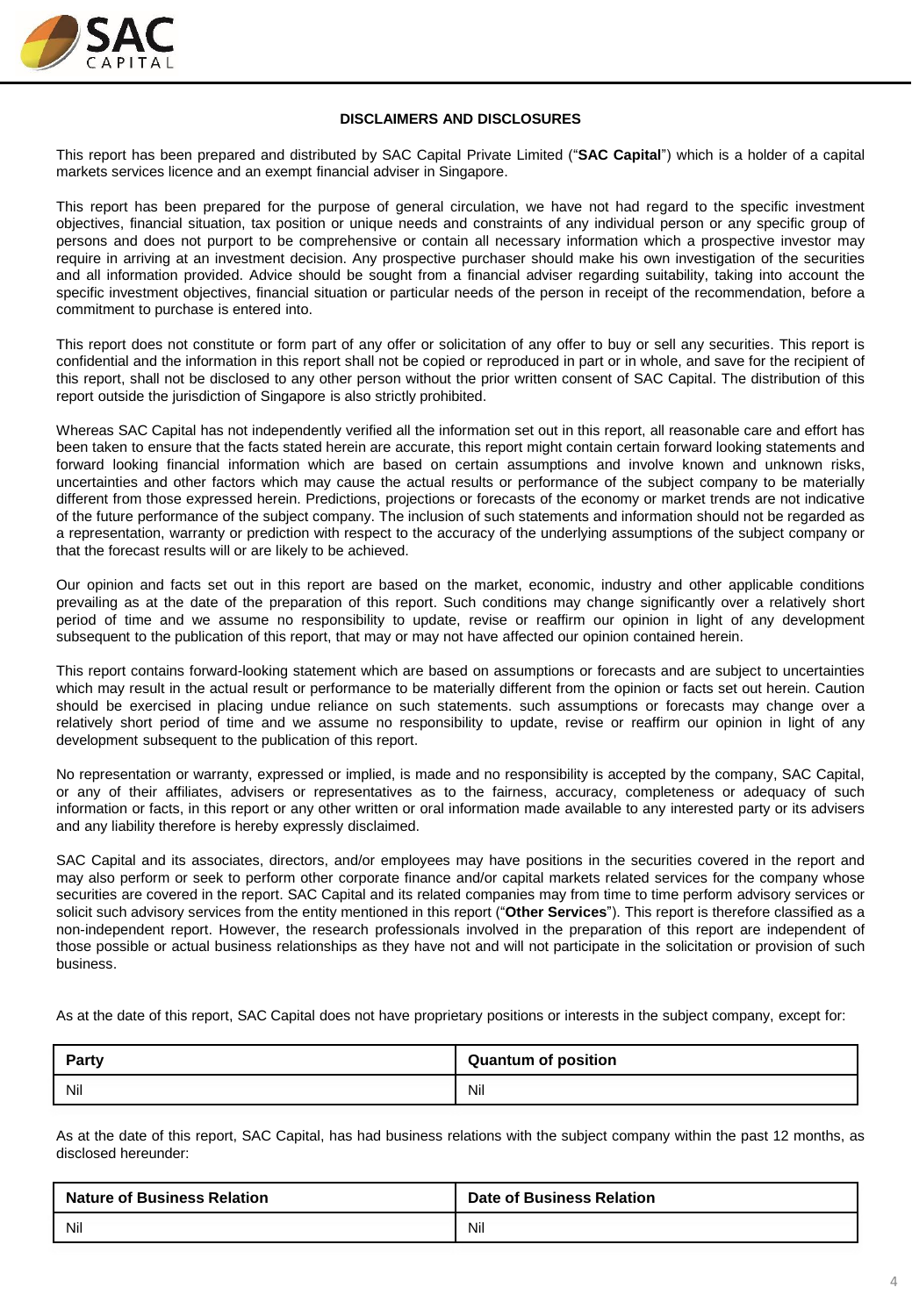## DISCLAIMERS AND DISCLOSURES

This report has been prepared and distributed by SAC Capital Private Limited ("**SAC Capital**") which is a holder of a capital markets services licence and an exempt financial adviser in Singapore.

This report has been prepared for the purpose of general circulation, we have not had regard to the specific investment objectives, financial situation, tax position or unique needs and constraints of any individual person or any specific group of persons and does not purport to be comprehensive or contain all necessary information which a prospective investor may require in arriving at an investment decision. Any prospective purchaser should make his own investigation of the securities and all information provided. Advice should be sought from a financial adviser regarding suitability, taking into account the specific investment objectives, financial situation or particular needs of the person in receipt of the recommendation, before a commitment to purchase is entered into.

This report does not constitute or form part of any offer or solicitation of any offer to buy or sell any securities. This report is confidential and the information in this report shall not be copied or reproduced in part or in whole, and save for the recipient of this report, shall not be disclosed to any other person without the prior written consent of SAC Capital. The distribution of this report outside the jurisdiction of Singapore is also strictly prohibited.

Whereas SAC Capital has not independently verified all the information set out in this report, all reasonable care and effort has been taken to ensure that the facts stated herein are accurate, this report might contain certain forward looking statements and forward looking financial information which are based on certain assumptions and involve known and unknown risks, uncertainties and other factors which may cause the actual results or performance of the subject company to be materially different from those expressed herein. Predictions, projections or forecasts of the economy or market trends are not indicative of the future performance of the subject company. The inclusion of such statements and information should not be regarded as a representation, warranty or prediction with respect to the accuracy of the underlying assumptions of the subject company or that the forecast results will or are likely to be achieved.

Our opinion and facts set out in this report are based on the market, economic, industry and other applicable conditions prevailing as at the date of the preparation of this report. Such conditions may change significantly over a relatively short period of time and we assume no responsibility to update, revise or reaffirm our opinion in light of any development subsequent to the publication of this report, that may or may not have affected our opinion contained herein.

This report contains forward-looking statement which are based on assumptions or forecasts and are subject to uncertainties which may result in the actual result or performance to be materially different from the opinion or facts set out herein. Caution should be exercised in placing undue reliance on such statements. such assumptions or forecasts may change over a relatively short period of time and we assume no responsibility to update, revise or reaffirm our opinion in light of any development subsequent to the publication of this report.

No representation or warranty, expressed or implied, is made and no responsibility is accepted by the company, SAC Capital, or any of their affiliates, advisers or representatives as to the fairness, accuracy, completeness or adequacy of such information or facts, in this report or any other written or oral information made available to any interested party or its advisers and any liability therefore is hereby expressly disclaimed.

SAC Capital and its associates, directors, and/or employees may have positions in the securities covered in the report and may also perform or seek to perform other corporate finance and/or capital markets related services for the company whose securities are covered in the report. SAC Capital and its related companies may from time to time perform advisory services or solicit such advisory services from the entity mentioned in this report ("**Other Services**"). This report is therefore classified as a non-independent report. However, the research professionals involved in the preparation of this report are independent of those possible or actual business relationships as they have not and will not participate in the solicitation or provision of such business.

As at the date of this report, SAC Capital does not have proprietary positions or interests in the subject company, except for:

| Party | Quantum of position |
|---|---|
| Nil | Nil |

As at the date of this report, SAC Capital, has had business relations with the subject company within the past 12 months, as disclosed hereunder:

| Nature of Business Relation | Date of Business Relation |
|---|---|
| Nil | Nil |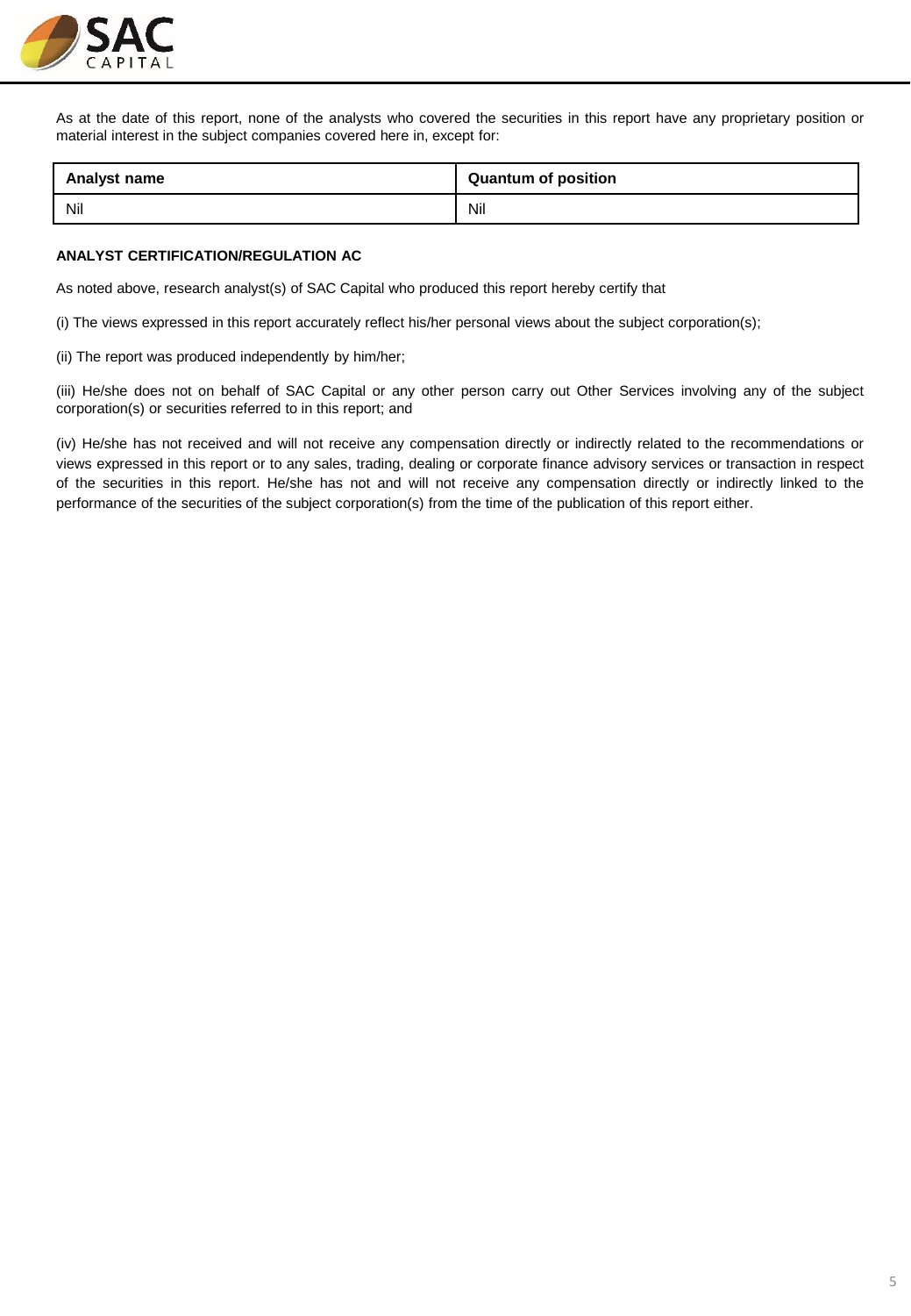As at the date of this report, none of the analysts who covered the securities in this report have any proprietary position or material interest in the subject companies covered here in, except for:

| Analyst name | Quantum of position |
|---|---|
| Nil | Nil |

**ANALYST CERTIFICATION/REGULATION AC**

As noted above, research analyst(s) of SAC Capital who produced this report hereby certify that

(i) The views expressed in this report accurately reflect his/her personal views about the subject corporation(s);

(ii) The report was produced independently by him/her;

(iii) He/she does not on behalf of SAC Capital or any other person carry out Other Services involving any of the subject corporation(s) or securities referred to in this report; and

(iv) He/she has not received and will not receive any compensation directly or indirectly related to the recommendations or views expressed in this report or to any sales, trading, dealing or corporate finance advisory services or transaction in respect of the securities in this report. He/she has not and will not receive any compensation directly or indirectly linked to the performance of the securities of the subject corporation(s) from the time of the publication of this report either.